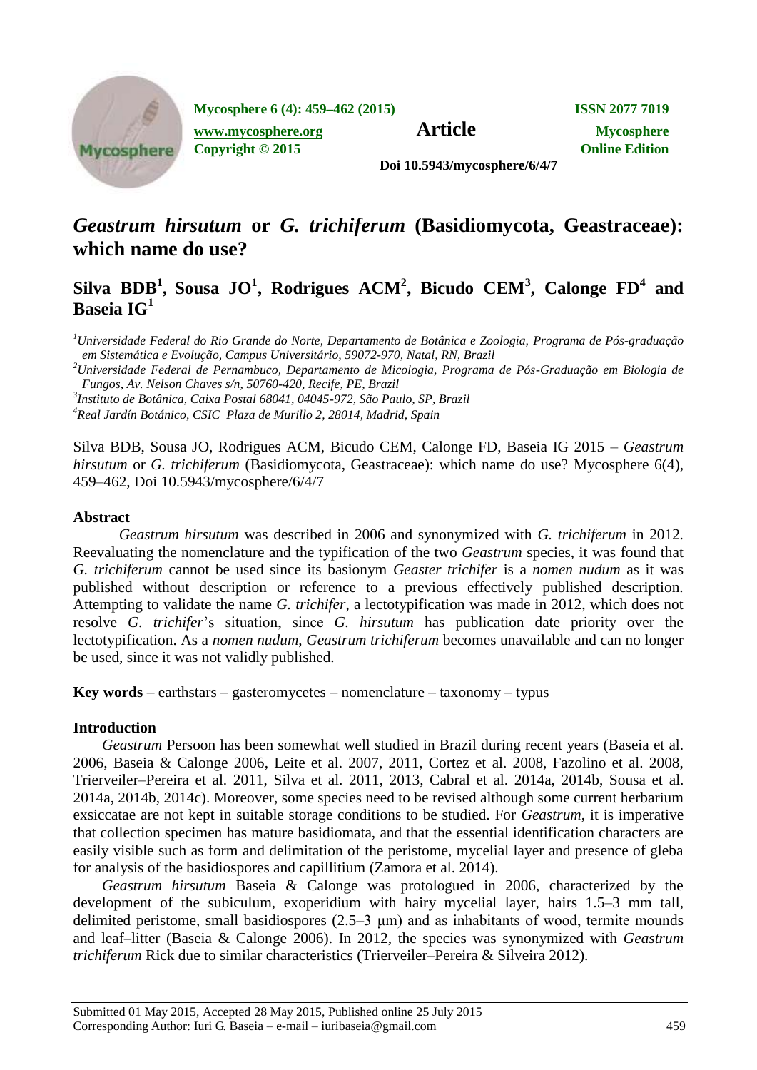# *Geastrum hirsutum* or *G. trichiferum* (Basidiomycota, Geastraceae): which name do use?

## Silva BDB[1], Sousa JO[1], Rodrigues ACM[2], Bicudo CEM[3], Calonge FD[4] and Baseia IG[1]

[1]*Universidade Federal do Rio Grande do Norte, Departamento de Botânica e Zoologia, Programa de Pós-graduação em Sistemática e Evolução, Campus Universitário, 59072-970, Natal, RN, Brazil*

[2]*Universidade Federal de Pernambuco, Departamento de Micologia, Programa de Pós-Graduação em Biologia de Fungos, Av. Nelson Chaves s/n, 50760-420, Recife, PE, Brazil*

[3]*Instituto de Botânica, Caixa Postal 68041, 04045-972, São Paulo, SP, Brazil*

[4]*Real Jardín Botánico, CSIC Plaza de Murillo 2, 28014, Madrid, Spain*

Silva BDB, Sousa JO, Rodrigues ACM, Bicudo CEM, Calonge FD, Baseia IG 2015 – *Geastrum hirsutum* or *G. trichiferum* (Basidiomycota, Geastraceae): which name do use? Mycosphere 6(4), 459–462, Doi 10.5943/mycosphere/6/4/7

## Abstract

*Geastrum hirsutum* was described in 2006 and synonymized with *G. trichiferum* in 2012. Reevaluating the nomenclature and the typification of the two *Geastrum* species, it was found that *G. trichiferum* cannot be used since its basionym *Geaster trichifer* is a *nomen nudum* as it was published without description or reference to a previous effectively published description. Attempting to validate the name *G. trichifer*, a lectotypification was made in 2012, which does not resolve *G. trichifer*'s situation, since *G. hirsutum* has publication date priority over the lectotypification. As a *nomen nudum*, *Geastrum trichiferum* becomes unavailable and can no longer be used, since it was not validly published.

**Key words** – earthstars – gasteromycetes – nomenclature – taxonomy – typus

## Introduction

*Geastrum* Persoon has been somewhat well studied in Brazil during recent years (Baseia et al. 2006, Baseia & Calonge 2006, Leite et al. 2007, 2011, Cortez et al. 2008, Fazolino et al. 2008, Trierveiler–Pereira et al. 2011, Silva et al. 2011, 2013, Cabral et al. 2014a, 2014b, Sousa et al. 2014a, 2014b, 2014c). Moreover, some species need to be revised although some current herbarium exsiccatae are not kept in suitable storage conditions to be studied. For *Geastrum*, it is imperative that collection specimen has mature basidiomata, and that the essential identification characters are easily visible such as form and delimitation of the peristome, mycelial layer and presence of gleba for analysis of the basidiospores and capillitium (Zamora et al. 2014).

*Geastrum hirsutum* Baseia & Calonge was protologued in 2006, characterized by the development of the subiculum, exoperidium with hairy mycelial layer, hairs 1.5–3 mm tall, delimited peristome, small basidiospores (2.5–3 µm) and as inhabitants of wood, termite mounds and leaf–litter (Baseia & Calonge 2006). In 2012, the species was synonymized with *Geastrum trichiferum* Rick due to similar characteristics (Trierveiler–Pereira & Silveira 2012).

Submitted 01 May 2015, Accepted 28 May 2015, Published online 25 July 2015
Corresponding Author: Iuri G. Baseia – e-mail – iuribaseia@gmail.com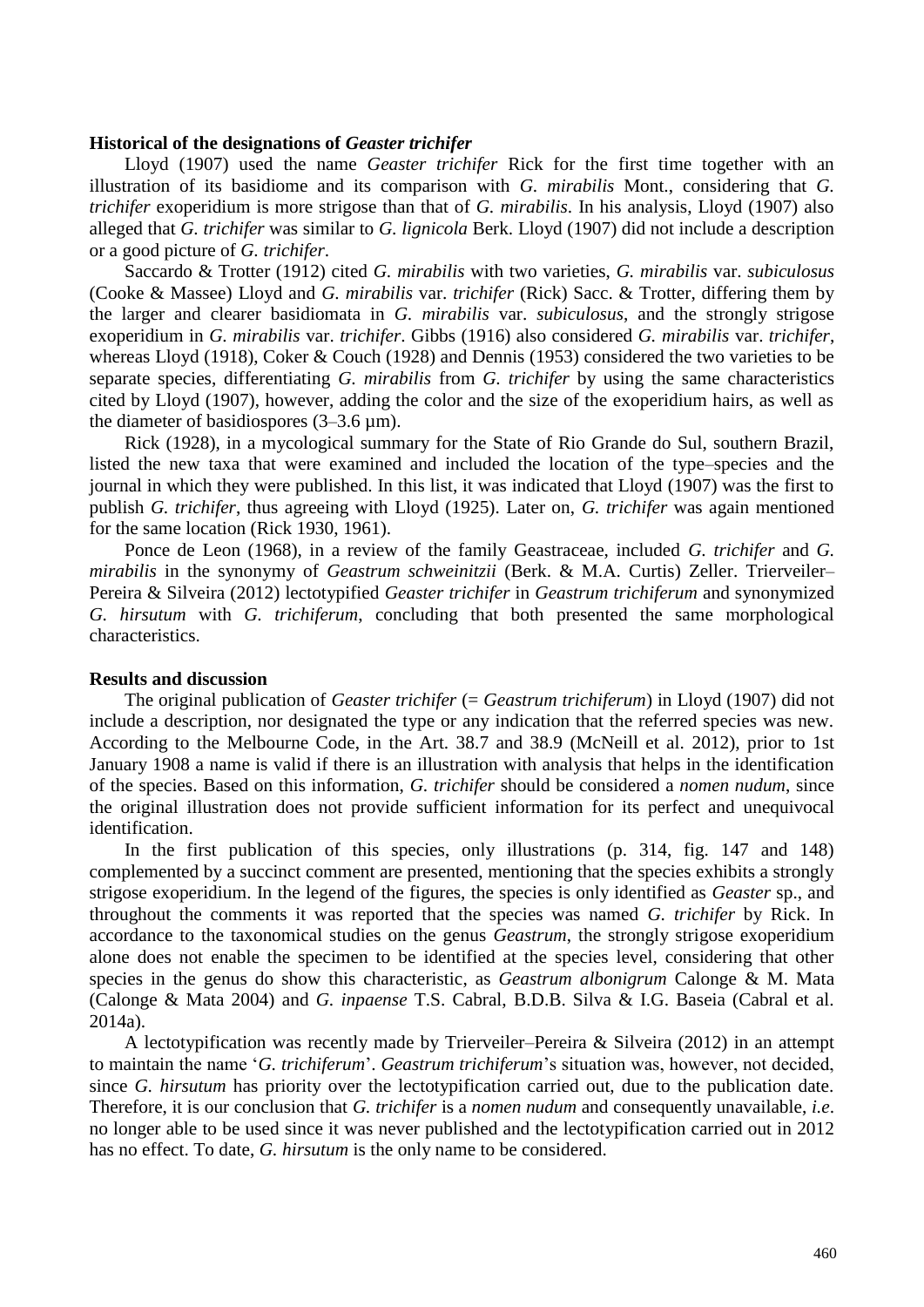### Historical of the designations of *Geaster trichifer*

Lloyd (1907) used the name *Geaster trichifer* Rick for the first time together with an illustration of its basidiome and its comparison with *G. mirabilis* Mont., considering that *G. trichifer* exoperidium is more strigose than that of *G. mirabilis*. In his analysis, Lloyd (1907) also alleged that *G. trichifer* was similar to *G. lignicola* Berk. Lloyd (1907) did not include a description or a good picture of *G. trichifer*.

Saccardo & Trotter (1912) cited *G. mirabilis* with two varieties, *G. mirabilis* var. *subiculosus* (Cooke & Massee) Lloyd and *G. mirabilis* var. *trichifer* (Rick) Sacc. & Trotter, differing them by the larger and clearer basidiomata in *G. mirabilis* var. *subiculosus*, and the strongly strigose exoperidium in *G. mirabilis* var. *trichifer*. Gibbs (1916) also considered *G. mirabilis* var. *trichifer*, whereas Lloyd (1918), Coker & Couch (1928) and Dennis (1953) considered the two varieties to be separate species, differentiating *G. mirabilis* from *G. trichifer* by using the same characteristics cited by Lloyd (1907), however, adding the color and the size of the exoperidium hairs, as well as the diameter of basidiospores (3–3.6 µm).

Rick (1928), in a mycological summary for the State of Rio Grande do Sul, southern Brazil, listed the new taxa that were examined and included the location of the type–species and the journal in which they were published. In this list, it was indicated that Lloyd (1907) was the first to publish *G. trichifer*, thus agreeing with Lloyd (1925). Later on, *G. trichifer* was again mentioned for the same location (Rick 1930, 1961).

Ponce de Leon (1968), in a review of the family Geastraceae, included *G. trichifer* and *G. mirabilis* in the synonymy of *Geastrum schweinitzii* (Berk. & M.A. Curtis) Zeller. Trierveiler–Pereira & Silveira (2012) lectotypified *Geaster trichifer* in *Geastrum trichiferum* and synonymized *G. hirsutum* with *G. trichiferum*, concluding that both presented the same morphological characteristics.

### Results and discussion

The original publication of *Geaster trichifer* (= *Geastrum trichiferum*) in Lloyd (1907) did not include a description, nor designated the type or any indication that the referred species was new. According to the Melbourne Code, in the Art. 38.7 and 38.9 (McNeill et al. 2012), prior to 1st January 1908 a name is valid if there is an illustration with analysis that helps in the identification of the species. Based on this information, *G. trichifer* should be considered a *nomen nudum*, since the original illustration does not provide sufficient information for its perfect and unequivocal identification.

In the first publication of this species, only illustrations (p. 314, fig. 147 and 148) complemented by a succinct comment are presented, mentioning that the species exhibits a strongly strigose exoperidium. In the legend of the figures, the species is only identified as *Geaster* sp., and throughout the comments it was reported that the species was named *G. trichifer* by Rick. In accordance to the taxonomical studies on the genus *Geastrum*, the strongly strigose exoperidium alone does not enable the specimen to be identified at the species level, considering that other species in the genus do show this characteristic, as *Geastrum albonigrum* Calonge & M. Mata (Calonge & Mata 2004) and *G. inpaense* T.S. Cabral, B.D.B. Silva & I.G. Baseia (Cabral et al. 2014a).

A lectotypification was recently made by Trierveiler–Pereira & Silveira (2012) in an attempt to maintain the name '*G. trichiferum*'. *Geastrum trichiferum*'s situation was, however, not decided, since *G. hirsutum* has priority over the lectotypification carried out, due to the publication date. Therefore, it is our conclusion that *G. trichifer* is a *nomen nudum* and consequently unavailable, *i.e*. no longer able to be used since it was never published and the lectotypification carried out in 2012 has no effect. To date, *G. hirsutum* is the only name to be considered.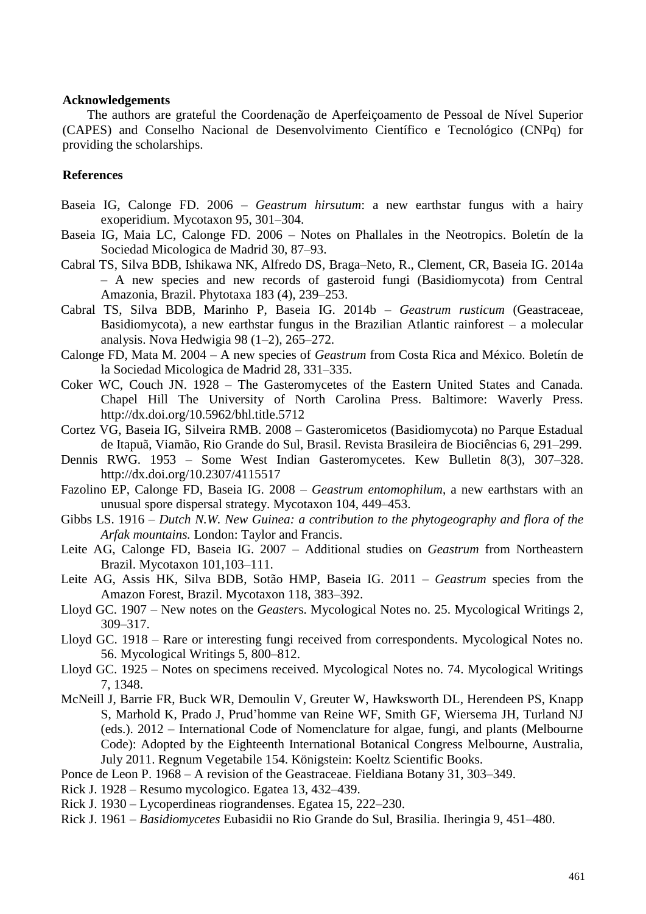## Acknowledgements

The authors are grateful the Coordenação de Aperfeiçoamento de Pessoal de Nível Superior (CAPES) and Conselho Nacional de Desenvolvimento Científico e Tecnológico (CNPq) for providing the scholarships.

## References

Baseia IG, Calonge FD. 2006 – *Geastrum hirsutum*: a new earthstar fungus with a hairy exoperidium. Mycotaxon 95, 301–304.

Baseia IG, Maia LC, Calonge FD. 2006 – Notes on Phallales in the Neotropics. Boletín de la Sociedad Micologica de Madrid 30, 87–93.

Cabral TS, Silva BDB, Ishikawa NK, Alfredo DS, Braga–Neto, R., Clement, CR, Baseia IG. 2014a – A new species and new records of gasteroid fungi (Basidiomycota) from Central Amazonia, Brazil. Phytotaxa 183 (4), 239–253.

Cabral TS, Silva BDB, Marinho P, Baseia IG. 2014b – *Geastrum rusticum* (Geastraceae, Basidiomycota), a new earthstar fungus in the Brazilian Atlantic rainforest – a molecular analysis. Nova Hedwigia 98 (1–2), 265–272.

Calonge FD, Mata M. 2004 – A new species of *Geastrum* from Costa Rica and México. Boletín de la Sociedad Micologica de Madrid 28, 331–335.

Coker WC, Couch JN. 1928 – The Gasteromycetes of the Eastern United States and Canada. Chapel Hill The University of North Carolina Press. Baltimore: Waverly Press. http://dx.doi.org/10.5962/bhl.title.5712

Cortez VG, Baseia IG, Silveira RMB. 2008 – Gasteromicetos (Basidiomycota) no Parque Estadual de Itapuã, Viamão, Rio Grande do Sul, Brasil. Revista Brasileira de Biociências 6, 291–299.

Dennis RWG. 1953 – Some West Indian Gasteromycetes. Kew Bulletin 8(3), 307–328. http://dx.doi.org/10.2307/4115517

Fazolino EP, Calonge FD, Baseia IG. 2008 – *Geastrum entomophilum*, a new earthstars with an unusual spore dispersal strategy. Mycotaxon 104, 449–453.

Gibbs LS. 1916 – *Dutch N.W. New Guinea: a contribution to the phytogeography and flora of the Arfak mountains.* London: Taylor and Francis.

Leite AG, Calonge FD, Baseia IG. 2007 – Additional studies on *Geastrum* from Northeastern Brazil. Mycotaxon 101,103–111.

Leite AG, Assis HK, Silva BDB, Sotão HMP, Baseia IG. 2011 – *Geastrum* species from the Amazon Forest, Brazil. Mycotaxon 118, 383–392.

Lloyd GC. 1907 – New notes on the *Geaster*s. Mycological Notes no. 25. Mycological Writings 2, 309–317.

Lloyd GC. 1918 – Rare or interesting fungi received from correspondents. Mycological Notes no. 56. Mycological Writings 5, 800–812.

Lloyd GC. 1925 – Notes on specimens received. Mycological Notes no. 74. Mycological Writings 7, 1348.

McNeill J, Barrie FR, Buck WR, Demoulin V, Greuter W, Hawksworth DL, Herendeen PS, Knapp S, Marhold K, Prado J, Prud'homme van Reine WF, Smith GF, Wiersema JH, Turland NJ (eds.). 2012 – International Code of Nomenclature for algae, fungi, and plants (Melbourne Code): Adopted by the Eighteenth International Botanical Congress Melbourne, Australia, July 2011. Regnum Vegetabile 154. Königstein: Koeltz Scientific Books.

Ponce de Leon P. 1968 – A revision of the Geastraceae. Fieldiana Botany 31, 303–349.

Rick J. 1928 – Resumo mycologico. Egatea 13, 432–439.

Rick J. 1930 – Lycoperdineas riograndenses. Egatea 15, 222–230.

Rick J. 1961 – *Basidiomycetes* Eubasidii no Rio Grande do Sul, Brasilia. Iheringia 9, 451–480.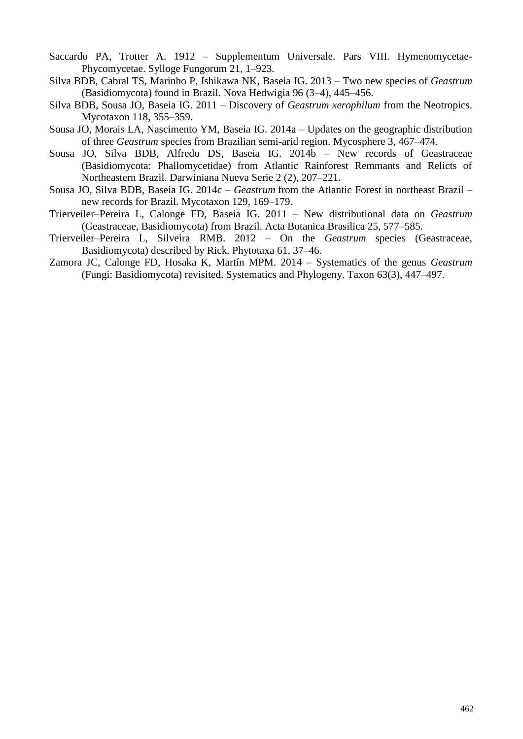Saccardo PA, Trotter A. 1912 – Supplementum Universale. Pars VIII. Hymenomycetae-Phycomycetae. Sylloge Fungorum 21, 1–923.

Silva BDB, Cabral TS, Marinho P, Ishikawa NK, Baseia IG. 2013 – Two new species of *Geastrum* (Basidiomycota) found in Brazil. Nova Hedwigia 96 (3–4), 445–456.

Silva BDB, Sousa JO, Baseia IG. 2011 – Discovery of *Geastrum xerophilum* from the Neotropics. Mycotaxon 118, 355–359.

Sousa JO, Morais LA, Nascimento YM, Baseia IG. 2014a – Updates on the geographic distribution of three *Geastrum* species from Brazilian semi-arid region. Mycosphere 3, 467–474.

Sousa JO, Silva BDB, Alfredo DS, Baseia IG. 2014b – New records of Geastraceae (Basidiomycota: Phallomycetidae) from Atlantic Rainforest Remmants and Relicts of Northeastern Brazil. Darwiniana Nueva Serie 2 (2), 207–221.

Sousa JO, Silva BDB, Baseia IG. 2014c – *Geastrum* from the Atlantic Forest in northeast Brazil – new records for Brazil. Mycotaxon 129, 169–179.

Trierveiler–Pereira L, Calonge FD, Baseia IG. 2011 – New distributional data on *Geastrum* (Geastraceae, Basidiomycota) from Brazil. Acta Botanica Brasilica 25, 577–585.

Trierveiler–Pereira L, Silveira RMB. 2012 – On the *Geastrum* species (Geastraceae, Basidiomycota) described by Rick. Phytotaxa 61, 37–46.

Zamora JC, Calonge FD, Hosaka K, Martín MPM. 2014 – Systematics of the genus *Geastrum* (Fungi: Basidiomycota) revisited. Systematics and Phylogeny. Taxon 63(3), 447–497.